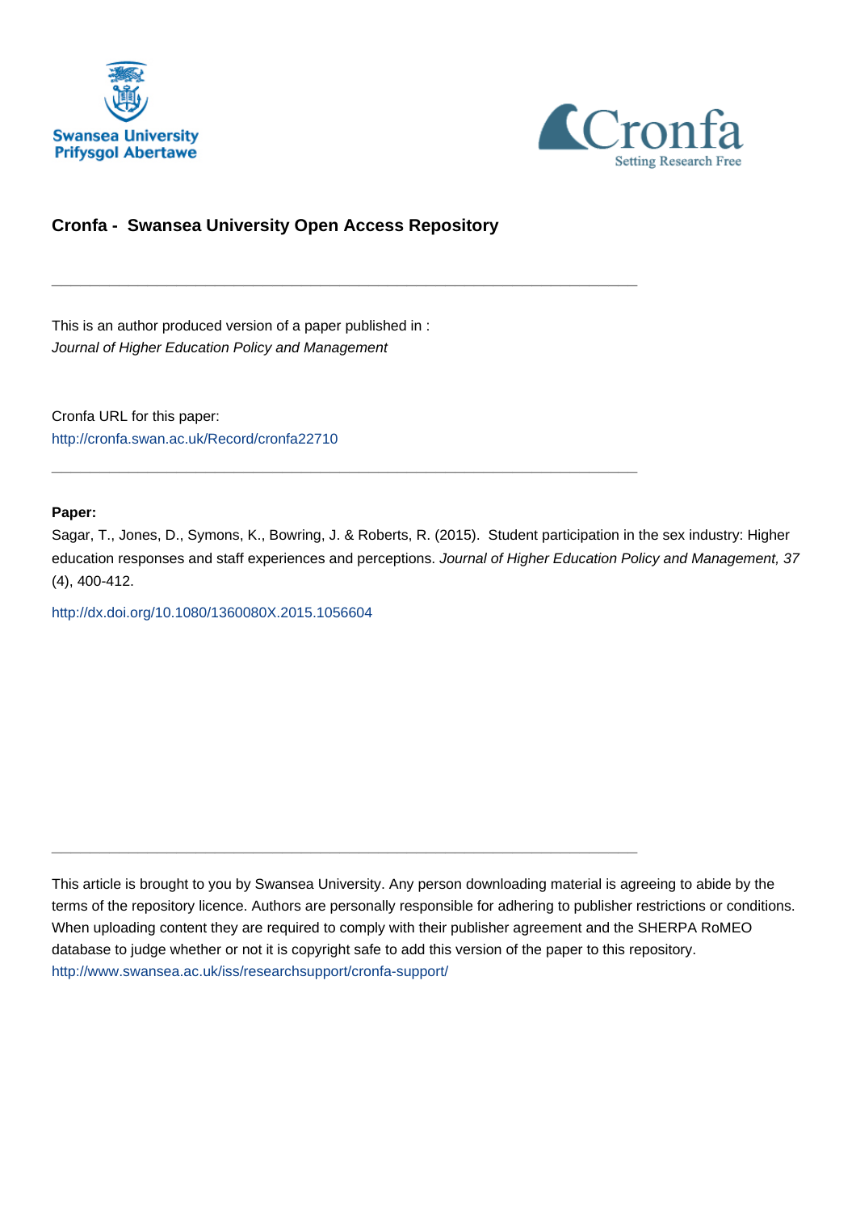Swansea University
Prifysgol Abertawe

Cronfa
Setting Research Free

## Cronfa - Swansea University Open Access Repository

---

This is an author produced version of a paper published in :
*Journal of Higher Education Policy and Management*

Cronfa URL for this paper:
http://cronfa.swan.ac.uk/Record/cronfa22710

---

**Paper:**

Sagar, T., Jones, D., Symons, K., Bowring, J. & Roberts, R. (2015). Student participation in the sex industry: Higher education responses and staff experiences and perceptions. *Journal of Higher Education Policy and Management, 37* (4), 400-412.

http://dx.doi.org/10.1080/1360080X.2015.1056604

---

This article is brought to you by Swansea University. Any person downloading material is agreeing to abide by the terms of the repository licence. Authors are personally responsible for adhering to publisher restrictions or conditions. When uploading content they are required to comply with their publisher agreement and the SHERPA RoMEO database to judge whether or not it is copyright safe to add this version of the paper to this repository.
http://www.swansea.ac.uk/iss/researchsupport/cronfa-support/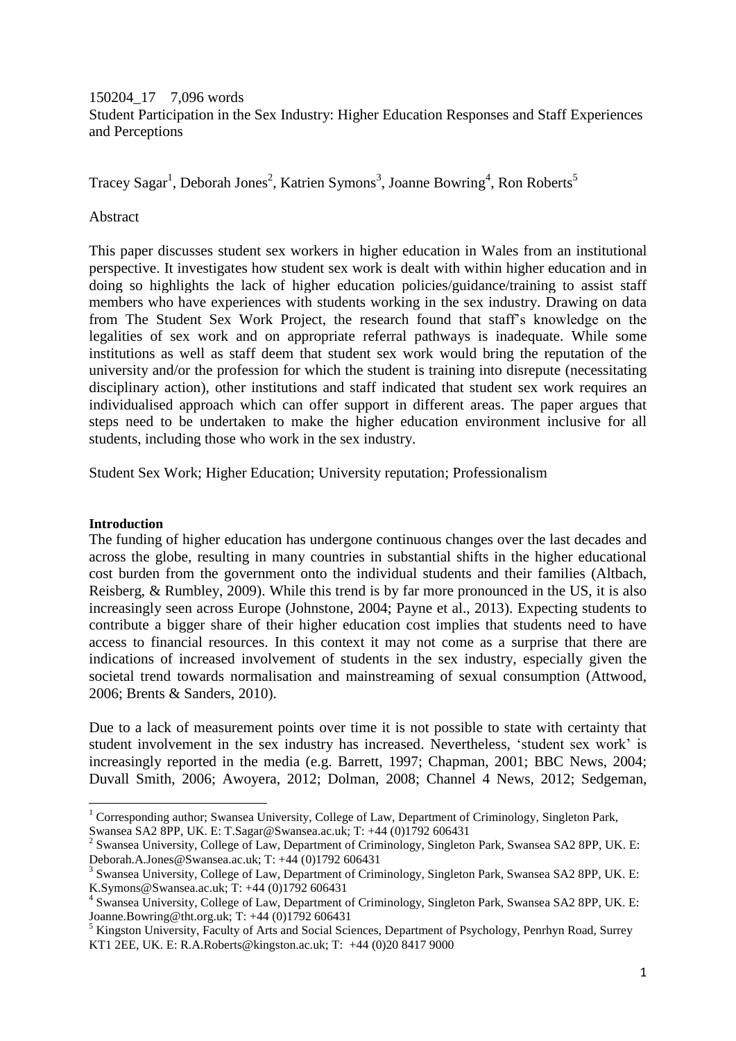150204_17 7,096 words

Student Participation in the Sex Industry: Higher Education Responses and Staff Experiences and Perceptions

Tracey Sagar[1], Deborah Jones[2], Katrien Symons[3], Joanne Bowring[4], Ron Roberts[5]

Abstract

This paper discusses student sex workers in higher education in Wales from an institutional perspective. It investigates how student sex work is dealt with within higher education and in doing so highlights the lack of higher education policies/guidance/training to assist staff members who have experiences with students working in the sex industry. Drawing on data from The Student Sex Work Project, the research found that staff's knowledge on the legalities of sex work and on appropriate referral pathways is inadequate. While some institutions as well as staff deem that student sex work would bring the reputation of the university and/or the profession for which the student is training into disrepute (necessitating disciplinary action), other institutions and staff indicated that student sex work requires an individualised approach which can offer support in different areas. The paper argues that steps need to be undertaken to make the higher education environment inclusive for all students, including those who work in the sex industry.

Student Sex Work; Higher Education; University reputation; Professionalism

**Introduction**

The funding of higher education has undergone continuous changes over the last decades and across the globe, resulting in many countries in substantial shifts in the higher educational cost burden from the government onto the individual students and their families (Altbach, Reisberg, & Rumbley, 2009). While this trend is by far more pronounced in the US, it is also increasingly seen across Europe (Johnstone, 2004; Payne et al., 2013). Expecting students to contribute a bigger share of their higher education cost implies that students need to have access to financial resources. In this context it may not come as a surprise that there are indications of increased involvement of students in the sex industry, especially given the societal trend towards normalisation and mainstreaming of sexual consumption (Attwood, 2006; Brents & Sanders, 2010).

Due to a lack of measurement points over time it is not possible to state with certainty that student involvement in the sex industry has increased. Nevertheless, 'student sex work' is increasingly reported in the media (e.g. Barrett, 1997; Chapman, 2001; BBC News, 2004; Duvall Smith, 2006; Awoyera, 2012; Dolman, 2008; Channel 4 News, 2012; Sedgeman,

---

[1] Corresponding author; Swansea University, College of Law, Department of Criminology, Singleton Park, Swansea SA2 8PP, UK. E: T.Sagar@Swansea.ac.uk; T: +44 (0)1792 606431

[2] Swansea University, College of Law, Department of Criminology, Singleton Park, Swansea SA2 8PP, UK. E: Deborah.A.Jones@Swansea.ac.uk; T: +44 (0)1792 606431

[3] Swansea University, College of Law, Department of Criminology, Singleton Park, Swansea SA2 8PP, UK. E: K.Symons@Swansea.ac.uk; T: +44 (0)1792 606431

[4] Swansea University, College of Law, Department of Criminology, Singleton Park, Swansea SA2 8PP, UK. E: Joanne.Bowring@tht.org.uk; T: +44 (0)1792 606431

[5] Kingston University, Faculty of Arts and Social Sciences, Department of Psychology, Penrhyn Road, Surrey KT1 2EE, UK. E: R.A.Roberts@kingston.ac.uk; T: +44 (0)20 8417 9000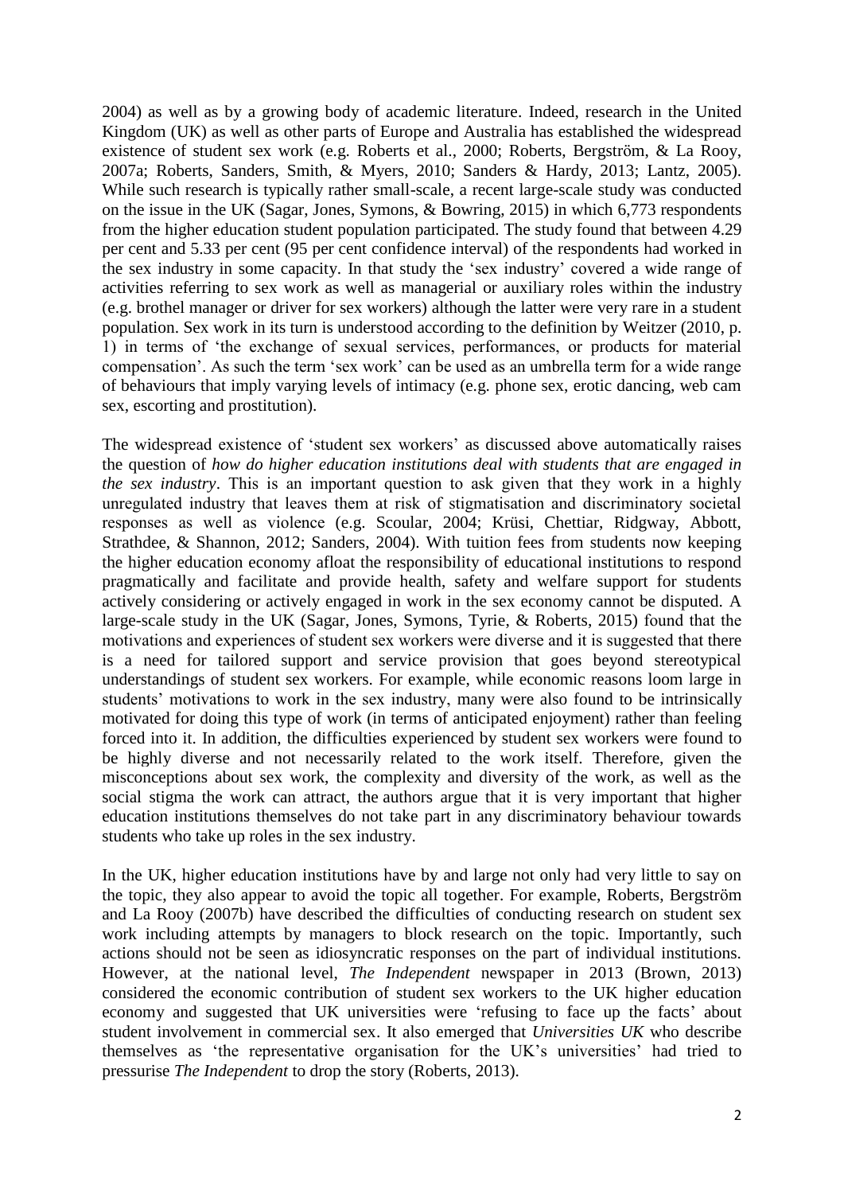2004) as well as by a growing body of academic literature. Indeed, research in the United Kingdom (UK) as well as other parts of Europe and Australia has established the widespread existence of student sex work (e.g. Roberts et al., 2000; Roberts, Bergström, & La Rooy, 2007a; Roberts, Sanders, Smith, & Myers, 2010; Sanders & Hardy, 2013; Lantz, 2005). While such research is typically rather small-scale, a recent large-scale study was conducted on the issue in the UK (Sagar, Jones, Symons, & Bowring, 2015) in which 6,773 respondents from the higher education student population participated. The study found that between 4.29 per cent and 5.33 per cent (95 per cent confidence interval) of the respondents had worked in the sex industry in some capacity. In that study the 'sex industry' covered a wide range of activities referring to sex work as well as managerial or auxiliary roles within the industry (e.g. brothel manager or driver for sex workers) although the latter were very rare in a student population. Sex work in its turn is understood according to the definition by Weitzer (2010, p. 1) in terms of 'the exchange of sexual services, performances, or products for material compensation'. As such the term 'sex work' can be used as an umbrella term for a wide range of behaviours that imply varying levels of intimacy (e.g. phone sex, erotic dancing, web cam sex, escorting and prostitution).

The widespread existence of 'student sex workers' as discussed above automatically raises the question of *how do higher education institutions deal with students that are engaged in the sex industry*. This is an important question to ask given that they work in a highly unregulated industry that leaves them at risk of stigmatisation and discriminatory societal responses as well as violence (e.g. Scoular, 2004; Krüsi, Chettiar, Ridgway, Abbott, Strathdee, & Shannon, 2012; Sanders, 2004). With tuition fees from students now keeping the higher education economy afloat the responsibility of educational institutions to respond pragmatically and facilitate and provide health, safety and welfare support for students actively considering or actively engaged in work in the sex economy cannot be disputed. A large-scale study in the UK (Sagar, Jones, Symons, Tyrie, & Roberts, 2015) found that the motivations and experiences of student sex workers were diverse and it is suggested that there is a need for tailored support and service provision that goes beyond stereotypical understandings of student sex workers. For example, while economic reasons loom large in students' motivations to work in the sex industry, many were also found to be intrinsically motivated for doing this type of work (in terms of anticipated enjoyment) rather than feeling forced into it. In addition, the difficulties experienced by student sex workers were found to be highly diverse and not necessarily related to the work itself. Therefore, given the misconceptions about sex work, the complexity and diversity of the work, as well as the social stigma the work can attract, the authors argue that it is very important that higher education institutions themselves do not take part in any discriminatory behaviour towards students who take up roles in the sex industry.

In the UK, higher education institutions have by and large not only had very little to say on the topic, they also appear to avoid the topic all together. For example, Roberts, Bergström and La Rooy (2007b) have described the difficulties of conducting research on student sex work including attempts by managers to block research on the topic. Importantly, such actions should not be seen as idiosyncratic responses on the part of individual institutions. However, at the national level, *The Independent* newspaper in 2013 (Brown, 2013) considered the economic contribution of student sex workers to the UK higher education economy and suggested that UK universities were 'refusing to face up the facts' about student involvement in commercial sex. It also emerged that *Universities UK* who describe themselves as 'the representative organisation for the UK's universities' had tried to pressurise *The Independent* to drop the story (Roberts, 2013).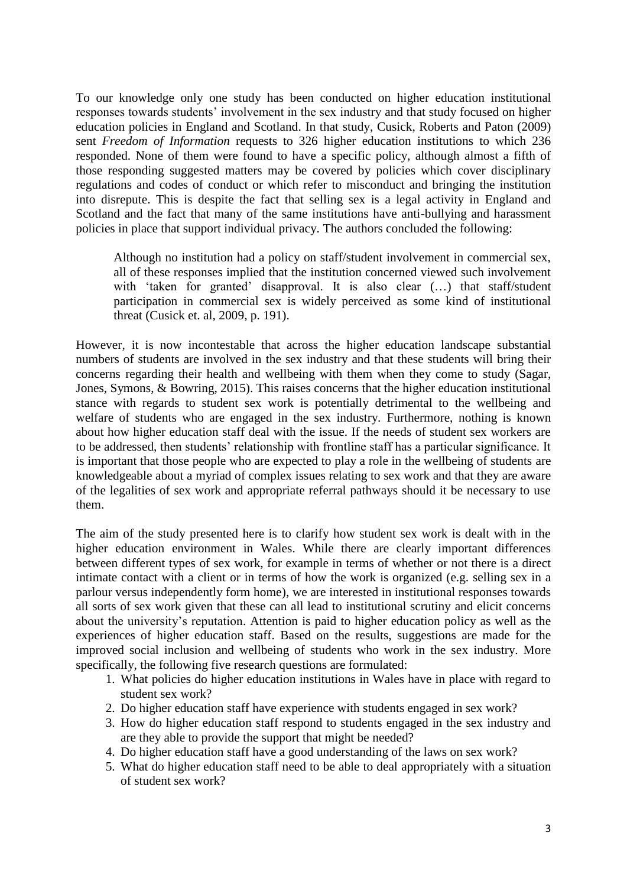To our knowledge only one study has been conducted on higher education institutional responses towards students' involvement in the sex industry and that study focused on higher education policies in England and Scotland. In that study, Cusick, Roberts and Paton (2009) sent *Freedom of Information* requests to 326 higher education institutions to which 236 responded. None of them were found to have a specific policy, although almost a fifth of those responding suggested matters may be covered by policies which cover disciplinary regulations and codes of conduct or which refer to misconduct and bringing the institution into disrepute. This is despite the fact that selling sex is a legal activity in England and Scotland and the fact that many of the same institutions have anti-bullying and harassment policies in place that support individual privacy. The authors concluded the following:

> Although no institution had a policy on staff/student involvement in commercial sex, all of these responses implied that the institution concerned viewed such involvement with 'taken for granted' disapproval. It is also clear (…) that staff/student participation in commercial sex is widely perceived as some kind of institutional threat (Cusick et. al, 2009, p. 191).

However, it is now incontestable that across the higher education landscape substantial numbers of students are involved in the sex industry and that these students will bring their concerns regarding their health and wellbeing with them when they come to study (Sagar, Jones, Symons, & Bowring, 2015). This raises concerns that the higher education institutional stance with regards to student sex work is potentially detrimental to the wellbeing and welfare of students who are engaged in the sex industry. Furthermore, nothing is known about how higher education staff deal with the issue. If the needs of student sex workers are to be addressed, then students' relationship with frontline staff has a particular significance. It is important that those people who are expected to play a role in the wellbeing of students are knowledgeable about a myriad of complex issues relating to sex work and that they are aware of the legalities of sex work and appropriate referral pathways should it be necessary to use them.

The aim of the study presented here is to clarify how student sex work is dealt with in the higher education environment in Wales. While there are clearly important differences between different types of sex work, for example in terms of whether or not there is a direct intimate contact with a client or in terms of how the work is organized (e.g. selling sex in a parlour versus independently form home), we are interested in institutional responses towards all sorts of sex work given that these can all lead to institutional scrutiny and elicit concerns about the university's reputation. Attention is paid to higher education policy as well as the experiences of higher education staff. Based on the results, suggestions are made for the improved social inclusion and wellbeing of students who work in the sex industry. More specifically, the following five research questions are formulated:

1. What policies do higher education institutions in Wales have in place with regard to student sex work?
2. Do higher education staff have experience with students engaged in sex work?
3. How do higher education staff respond to students engaged in the sex industry and are they able to provide the support that might be needed?
4. Do higher education staff have a good understanding of the laws on sex work?
5. What do higher education staff need to be able to deal appropriately with a situation of student sex work?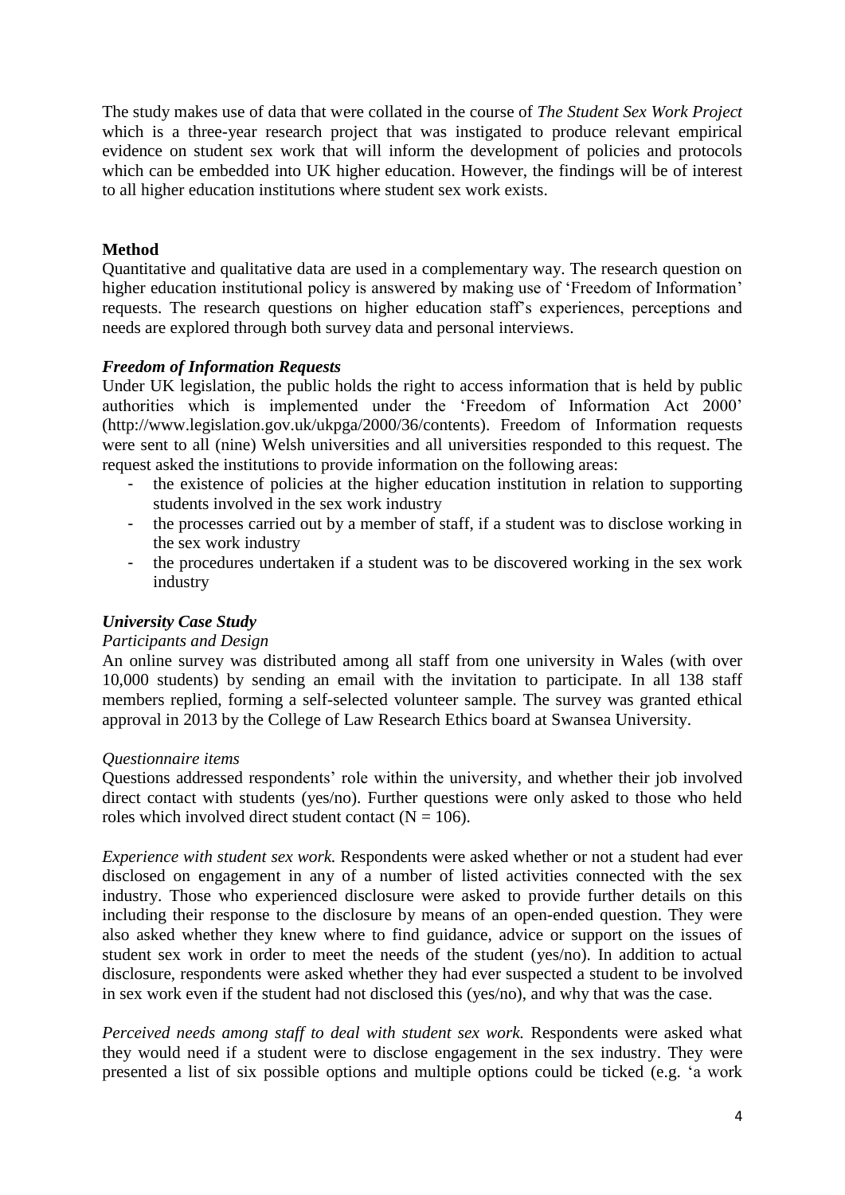The study makes use of data that were collated in the course of *The Student Sex Work Project* which is a three-year research project that was instigated to produce relevant empirical evidence on student sex work that will inform the development of policies and protocols which can be embedded into UK higher education. However, the findings will be of interest to all higher education institutions where student sex work exists.

## Method

Quantitative and qualitative data are used in a complementary way. The research question on higher education institutional policy is answered by making use of 'Freedom of Information' requests. The research questions on higher education staff's experiences, perceptions and needs are explored through both survey data and personal interviews.

### *Freedom of Information Requests*

Under UK legislation, the public holds the right to access information that is held by public authorities which is implemented under the 'Freedom of Information Act 2000' (http://www.legislation.gov.uk/ukpga/2000/36/contents). Freedom of Information requests were sent to all (nine) Welsh universities and all universities responded to this request. The request asked the institutions to provide information on the following areas:

- the existence of policies at the higher education institution in relation to supporting students involved in the sex work industry
- the processes carried out by a member of staff, if a student was to disclose working in the sex work industry
- the procedures undertaken if a student was to be discovered working in the sex work industry

### *University Case Study*

*Participants and Design*

An online survey was distributed among all staff from one university in Wales (with over 10,000 students) by sending an email with the invitation to participate. In all 138 staff members replied, forming a self-selected volunteer sample. The survey was granted ethical approval in 2013 by the College of Law Research Ethics board at Swansea University.

*Questionnaire items*

Questions addressed respondents' role within the university, and whether their job involved direct contact with students (yes/no). Further questions were only asked to those who held roles which involved direct student contact ($N = 106$).

*Experience with student sex work.* Respondents were asked whether or not a student had ever disclosed on engagement in any of a number of listed activities connected with the sex industry. Those who experienced disclosure were asked to provide further details on this including their response to the disclosure by means of an open-ended question. They were also asked whether they knew where to find guidance, advice or support on the issues of student sex work in order to meet the needs of the student (yes/no). In addition to actual disclosure, respondents were asked whether they had ever suspected a student to be involved in sex work even if the student had not disclosed this (yes/no), and why that was the case.

*Perceived needs among staff to deal with student sex work.* Respondents were asked what they would need if a student were to disclose engagement in the sex industry. They were presented a list of six possible options and multiple options could be ticked (e.g. 'a work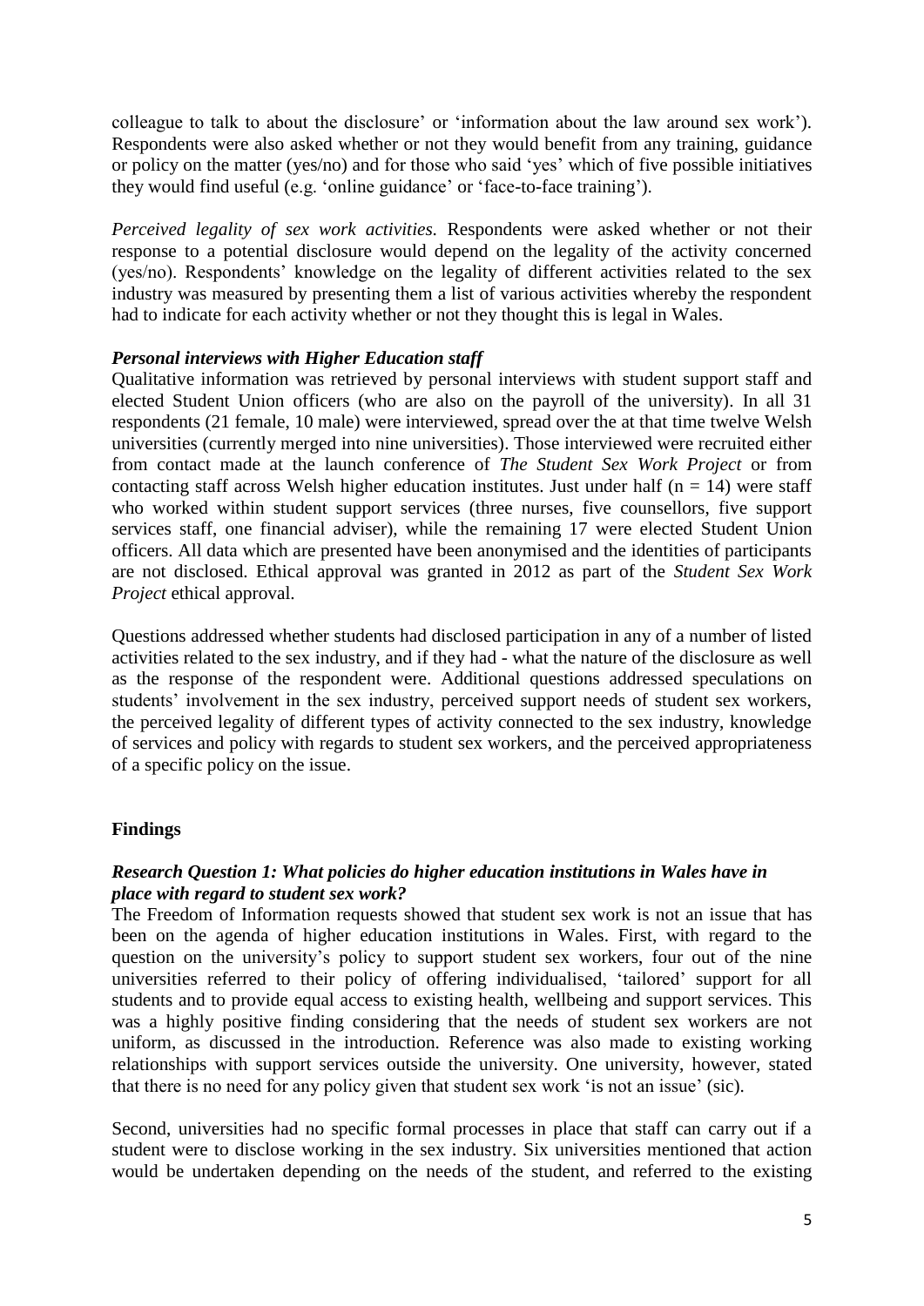colleague to talk to about the disclosure' or 'information about the law around sex work'). Respondents were also asked whether or not they would benefit from any training, guidance or policy on the matter (yes/no) and for those who said 'yes' which of five possible initiatives they would find useful (e.g. 'online guidance' or 'face-to-face training').

*Perceived legality of sex work activities.* Respondents were asked whether or not their response to a potential disclosure would depend on the legality of the activity concerned (yes/no). Respondents' knowledge on the legality of different activities related to the sex industry was measured by presenting them a list of various activities whereby the respondent had to indicate for each activity whether or not they thought this is legal in Wales.

### *Personal interviews with Higher Education staff*

Qualitative information was retrieved by personal interviews with student support staff and elected Student Union officers (who are also on the payroll of the university). In all 31 respondents (21 female, 10 male) were interviewed, spread over the at that time twelve Welsh universities (currently merged into nine universities). Those interviewed were recruited either from contact made at the launch conference of *The Student Sex Work Project* or from contacting staff across Welsh higher education institutes. Just under half (n = 14) were staff who worked within student support services (three nurses, five counsellors, five support services staff, one financial adviser), while the remaining 17 were elected Student Union officers. All data which are presented have been anonymised and the identities of participants are not disclosed. Ethical approval was granted in 2012 as part of the *Student Sex Work Project* ethical approval.

Questions addressed whether students had disclosed participation in any of a number of listed activities related to the sex industry, and if they had - what the nature of the disclosure as well as the response of the respondent were. Additional questions addressed speculations on students' involvement in the sex industry, perceived support needs of student sex workers, the perceived legality of different types of activity connected to the sex industry, knowledge of services and policy with regards to student sex workers, and the perceived appropriateness of a specific policy on the issue.

## Findings

### *Research Question 1: What policies do higher education institutions in Wales have in place with regard to student sex work?*

The Freedom of Information requests showed that student sex work is not an issue that has been on the agenda of higher education institutions in Wales. First, with regard to the question on the university's policy to support student sex workers, four out of the nine universities referred to their policy of offering individualised, 'tailored' support for all students and to provide equal access to existing health, wellbeing and support services. This was a highly positive finding considering that the needs of student sex workers are not uniform, as discussed in the introduction. Reference was also made to existing working relationships with support services outside the university. One university, however, stated that there is no need for any policy given that student sex work 'is not an issue' (sic).

Second, universities had no specific formal processes in place that staff can carry out if a student were to disclose working in the sex industry. Six universities mentioned that action would be undertaken depending on the needs of the student, and referred to the existing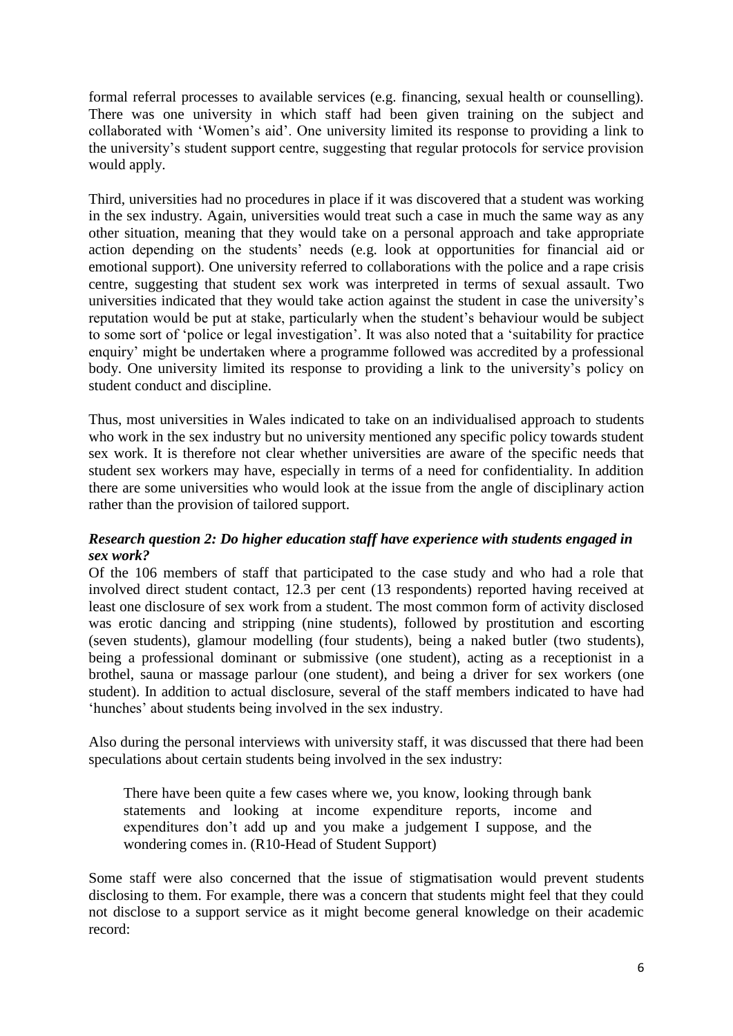formal referral processes to available services (e.g. financing, sexual health or counselling). There was one university in which staff had been given training on the subject and collaborated with 'Women's aid'. One university limited its response to providing a link to the university's student support centre, suggesting that regular protocols for service provision would apply.

Third, universities had no procedures in place if it was discovered that a student was working in the sex industry. Again, universities would treat such a case in much the same way as any other situation, meaning that they would take on a personal approach and take appropriate action depending on the students' needs (e.g. look at opportunities for financial aid or emotional support). One university referred to collaborations with the police and a rape crisis centre, suggesting that student sex work was interpreted in terms of sexual assault. Two universities indicated that they would take action against the student in case the university's reputation would be put at stake, particularly when the student's behaviour would be subject to some sort of 'police or legal investigation'. It was also noted that a 'suitability for practice enquiry' might be undertaken where a programme followed was accredited by a professional body. One university limited its response to providing a link to the university's policy on student conduct and discipline.

Thus, most universities in Wales indicated to take on an individualised approach to students who work in the sex industry but no university mentioned any specific policy towards student sex work. It is therefore not clear whether universities are aware of the specific needs that student sex workers may have, especially in terms of a need for confidentiality. In addition there are some universities who would look at the issue from the angle of disciplinary action rather than the provision of tailored support.

***Research question 2: Do higher education staff have experience with students engaged in sex work?***

Of the 106 members of staff that participated to the case study and who had a role that involved direct student contact, 12.3 per cent (13 respondents) reported having received at least one disclosure of sex work from a student. The most common form of activity disclosed was erotic dancing and stripping (nine students), followed by prostitution and escorting (seven students), glamour modelling (four students), being a naked butler (two students), being a professional dominant or submissive (one student), acting as a receptionist in a brothel, sauna or massage parlour (one student), and being a driver for sex workers (one student). In addition to actual disclosure, several of the staff members indicated to have had 'hunches' about students being involved in the sex industry.

Also during the personal interviews with university staff, it was discussed that there had been speculations about certain students being involved in the sex industry:

> There have been quite a few cases where we, you know, looking through bank statements and looking at income expenditure reports, income and expenditures don't add up and you make a judgement I suppose, and the wondering comes in. (R10-Head of Student Support)

Some staff were also concerned that the issue of stigmatisation would prevent students disclosing to them. For example, there was a concern that students might feel that they could not disclose to a support service as it might become general knowledge on their academic record: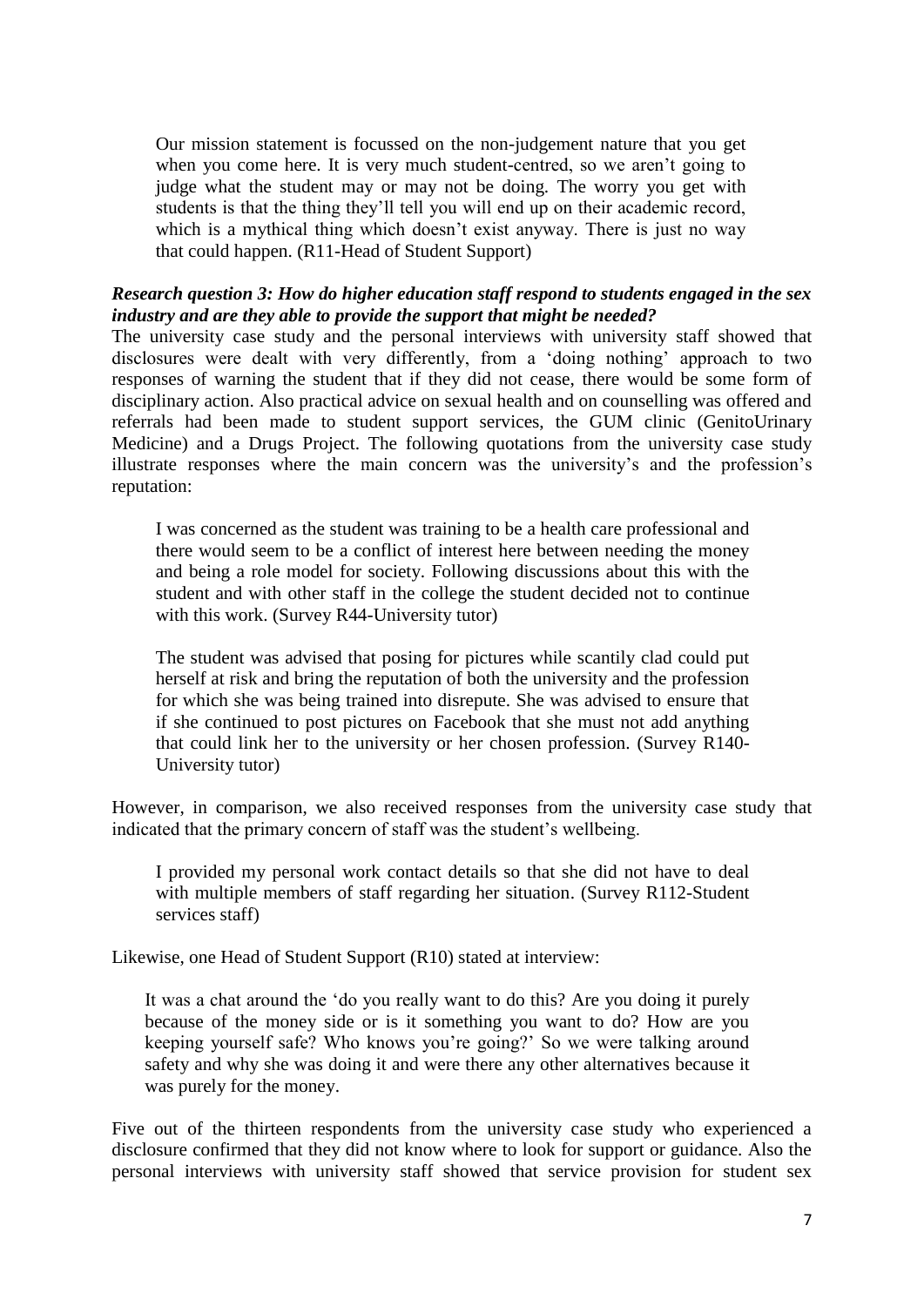> Our mission statement is focussed on the non-judgement nature that you get when you come here. It is very much student-centred, so we aren't going to judge what the student may or may not be doing. The worry you get with students is that the thing they'll tell you will end up on their academic record, which is a mythical thing which doesn't exist anyway. There is just no way that could happen. (R11-Head of Student Support)

***Research question 3: How do higher education staff respond to students engaged in the sex industry and are they able to provide the support that might be needed?***

The university case study and the personal interviews with university staff showed that disclosures were dealt with very differently, from a 'doing nothing' approach to two responses of warning the student that if they did not cease, there would be some form of disciplinary action. Also practical advice on sexual health and on counselling was offered and referrals had been made to student support services, the GUM clinic (GenitoUrinary Medicine) and a Drugs Project. The following quotations from the university case study illustrate responses where the main concern was the university's and the profession's reputation:

> I was concerned as the student was training to be a health care professional and there would seem to be a conflict of interest here between needing the money and being a role model for society. Following discussions about this with the student and with other staff in the college the student decided not to continue with this work. (Survey R44-University tutor)

> The student was advised that posing for pictures while scantily clad could put herself at risk and bring the reputation of both the university and the profession for which she was being trained into disrepute. She was advised to ensure that if she continued to post pictures on Facebook that she must not add anything that could link her to the university or her chosen profession. (Survey R140-University tutor)

However, in comparison, we also received responses from the university case study that indicated that the primary concern of staff was the student's wellbeing.

> I provided my personal work contact details so that she did not have to deal with multiple members of staff regarding her situation. (Survey R112-Student services staff)

Likewise, one Head of Student Support (R10) stated at interview:

> It was a chat around the 'do you really want to do this? Are you doing it purely because of the money side or is it something you want to do? How are you keeping yourself safe? Who knows you're going?' So we were talking around safety and why she was doing it and were there any other alternatives because it was purely for the money.

Five out of the thirteen respondents from the university case study who experienced a disclosure confirmed that they did not know where to look for support or guidance. Also the personal interviews with university staff showed that service provision for student sex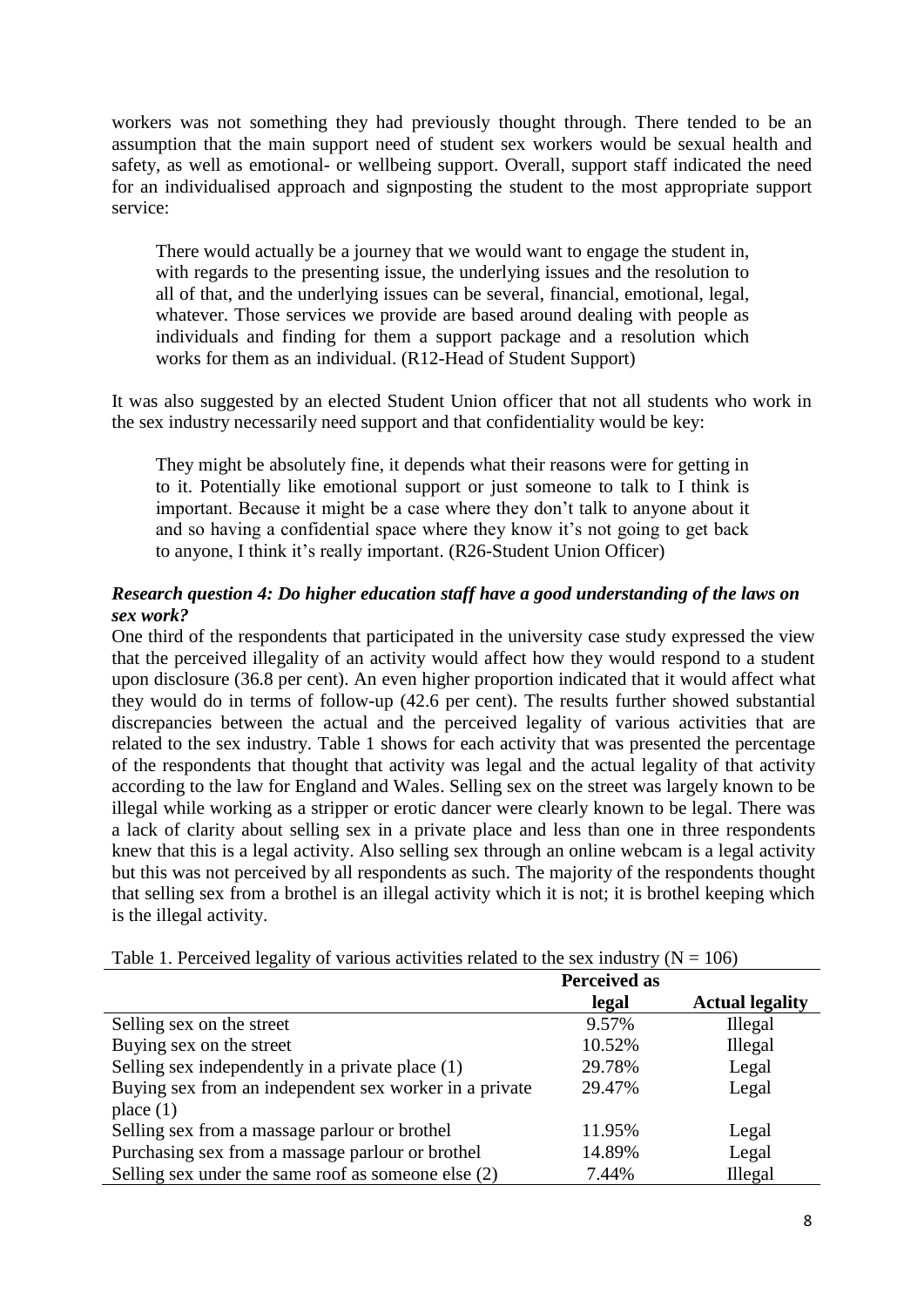workers was not something they had previously thought through. There tended to be an assumption that the main support need of student sex workers would be sexual health and safety, as well as emotional- or wellbeing support. Overall, support staff indicated the need for an individualised approach and signposting the student to the most appropriate support service:

> There would actually be a journey that we would want to engage the student in, with regards to the presenting issue, the underlying issues and the resolution to all of that, and the underlying issues can be several, financial, emotional, legal, whatever. Those services we provide are based around dealing with people as individuals and finding for them a support package and a resolution which works for them as an individual. (R12-Head of Student Support)

It was also suggested by an elected Student Union officer that not all students who work in the sex industry necessarily need support and that confidentiality would be key:

> They might be absolutely fine, it depends what their reasons were for getting in to it. Potentially like emotional support or just someone to talk to I think is important. Because it might be a case where they don't talk to anyone about it and so having a confidential space where they know it's not going to get back to anyone, I think it's really important. (R26-Student Union Officer)

### *Research question 4: Do higher education staff have a good understanding of the laws on sex work?*

One third of the respondents that participated in the university case study expressed the view that the perceived illegality of an activity would affect how they would respond to a student upon disclosure (36.8 per cent). An even higher proportion indicated that it would affect what they would do in terms of follow-up (42.6 per cent). The results further showed substantial discrepancies between the actual and the perceived legality of various activities that are related to the sex industry. Table 1 shows for each activity that was presented the percentage of the respondents that thought that activity was legal and the actual legality of that activity according to the law for England and Wales. Selling sex on the street was largely known to be illegal while working as a stripper or erotic dancer were clearly known to be legal. There was a lack of clarity about selling sex in a private place and less than one in three respondents knew that this is a legal activity. Also selling sex through an online webcam is a legal activity but this was not perceived by all respondents as such. The majority of the respondents thought that selling sex from a brothel is an illegal activity which it is not; it is brothel keeping which is the illegal activity.

Table 1. Perceived legality of various activities related to the sex industry (N = 106)

| | Perceived as legal | Actual legality |
|---|---|---|
| Selling sex on the street | 9.57% | Illegal |
| Buying sex on the street | 10.52% | Illegal |
| Selling sex independently in a private place (1) | 29.78% | Legal |
| Buying sex from an independent sex worker in a private place (1) | 29.47% | Legal |
| Selling sex from a massage parlour or brothel | 11.95% | Legal |
| Purchasing sex from a massage parlour or brothel | 14.89% | Legal |
| Selling sex under the same roof as someone else (2) | 7.44% | Illegal |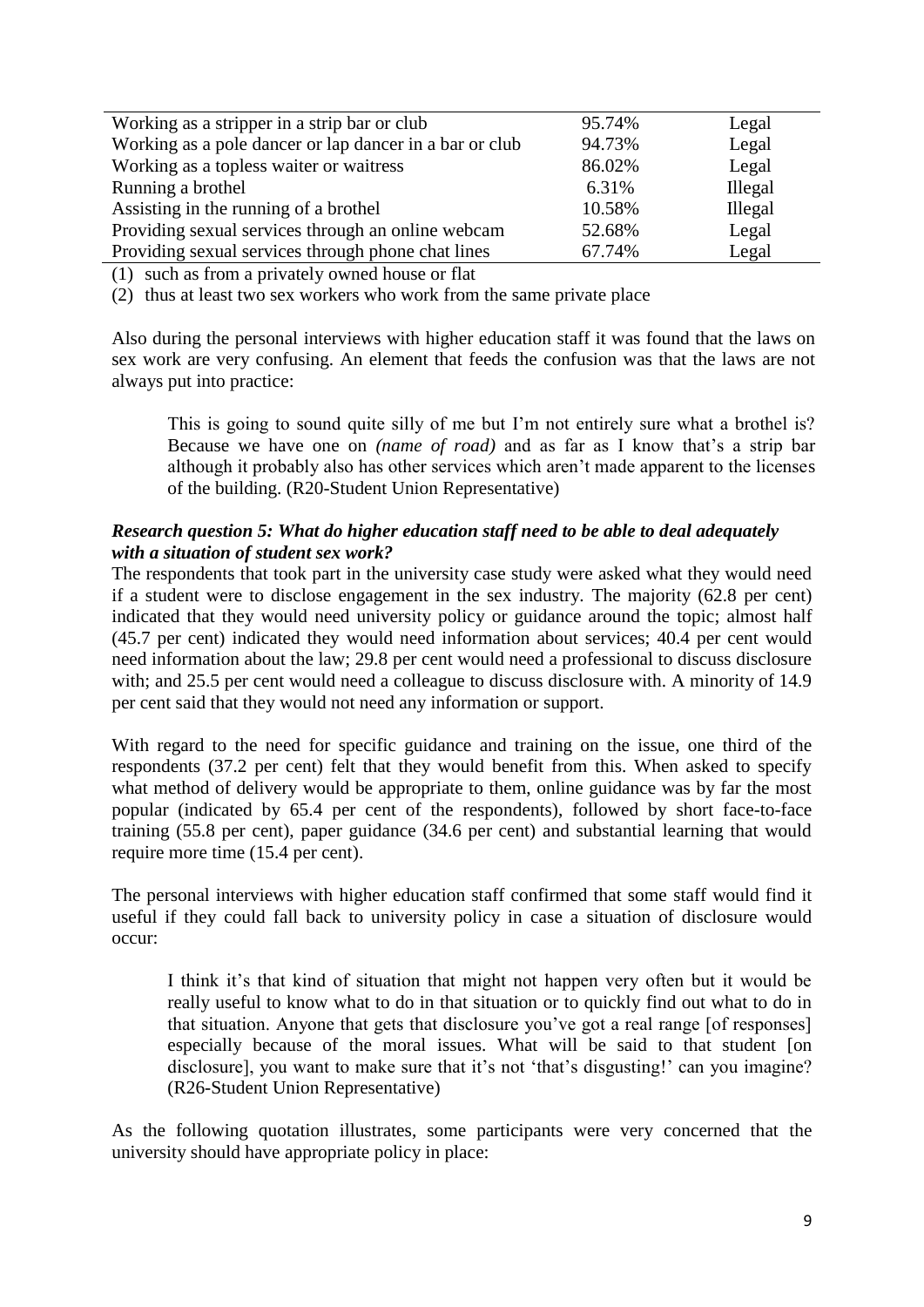| | | |
|---|---|---|
| Working as a stripper in a strip bar or club | 95.74% | Legal |
| Working as a pole dancer or lap dancer in a bar or club | 94.73% | Legal |
| Working as a topless waiter or waitress | 86.02% | Legal |
| Running a brothel | 6.31% | Illegal |
| Assisting in the running of a brothel | 10.58% | Illegal |
| Providing sexual services through an online webcam | 52.68% | Legal |
| Providing sexual services through phone chat lines | 67.74% | Legal |

(1) such as from a privately owned house or flat

(2) thus at least two sex workers who work from the same private place

Also during the personal interviews with higher education staff it was found that the laws on sex work are very confusing. An element that feeds the confusion was that the laws are not always put into practice:

> This is going to sound quite silly of me but I'm not entirely sure what a brothel is? Because we have one on *(name of road)* and as far as I know that's a strip bar although it probably also has other services which aren't made apparent to the licenses of the building. (R20-Student Union Representative)

### *Research question 5: What do higher education staff need to be able to deal adequately with a situation of student sex work?*

The respondents that took part in the university case study were asked what they would need if a student were to disclose engagement in the sex industry. The majority (62.8 per cent) indicated that they would need university policy or guidance around the topic; almost half (45.7 per cent) indicated they would need information about services; 40.4 per cent would need information about the law; 29.8 per cent would need a professional to discuss disclosure with; and 25.5 per cent would need a colleague to discuss disclosure with. A minority of 14.9 per cent said that they would not need any information or support.

With regard to the need for specific guidance and training on the issue, one third of the respondents (37.2 per cent) felt that they would benefit from this. When asked to specify what method of delivery would be appropriate to them, online guidance was by far the most popular (indicated by 65.4 per cent of the respondents), followed by short face-to-face training (55.8 per cent), paper guidance (34.6 per cent) and substantial learning that would require more time (15.4 per cent).

The personal interviews with higher education staff confirmed that some staff would find it useful if they could fall back to university policy in case a situation of disclosure would occur:

> I think it's that kind of situation that might not happen very often but it would be really useful to know what to do in that situation or to quickly find out what to do in that situation. Anyone that gets that disclosure you've got a real range [of responses] especially because of the moral issues. What will be said to that student [on disclosure], you want to make sure that it's not 'that's disgusting!' can you imagine? (R26-Student Union Representative)

As the following quotation illustrates, some participants were very concerned that the university should have appropriate policy in place: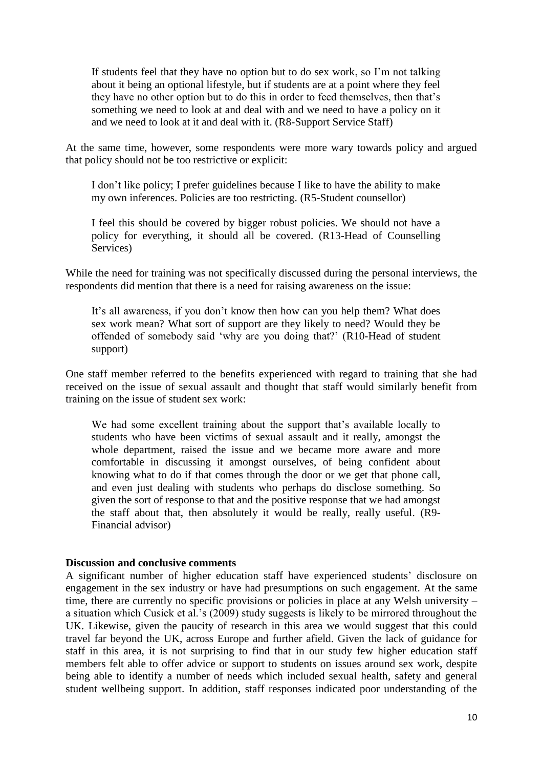> If students feel that they have no option but to do sex work, so I'm not talking about it being an optional lifestyle, but if students are at a point where they feel they have no other option but to do this in order to feed themselves, then that's something we need to look at and deal with and we need to have a policy on it and we need to look at it and deal with it. (R8-Support Service Staff)

At the same time, however, some respondents were more wary towards policy and argued that policy should not be too restrictive or explicit:

> I don't like policy; I prefer guidelines because I like to have the ability to make my own inferences. Policies are too restricting. (R5-Student counsellor)

> I feel this should be covered by bigger robust policies. We should not have a policy for everything, it should all be covered. (R13-Head of Counselling Services)

While the need for training was not specifically discussed during the personal interviews, the respondents did mention that there is a need for raising awareness on the issue:

> It's all awareness, if you don't know then how can you help them? What does sex work mean? What sort of support are they likely to need? Would they be offended of somebody said 'why are you doing that?' (R10-Head of student support)

One staff member referred to the benefits experienced with regard to training that she had received on the issue of sexual assault and thought that staff would similarly benefit from training on the issue of student sex work:

> We had some excellent training about the support that's available locally to students who have been victims of sexual assault and it really, amongst the whole department, raised the issue and we became more aware and more comfortable in discussing it amongst ourselves, of being confident about knowing what to do if that comes through the door or we get that phone call, and even just dealing with students who perhaps do disclose something. So given the sort of response to that and the positive response that we had amongst the staff about that, then absolutely it would be really, really useful. (R9-Financial advisor)

**Discussion and conclusive comments**

A significant number of higher education staff have experienced students' disclosure on engagement in the sex industry or have had presumptions on such engagement. At the same time, there are currently no specific provisions or policies in place at any Welsh university – a situation which Cusick et al.'s (2009) study suggests is likely to be mirrored throughout the UK. Likewise, given the paucity of research in this area we would suggest that this could travel far beyond the UK, across Europe and further afield. Given the lack of guidance for staff in this area, it is not surprising to find that in our study few higher education staff members felt able to offer advice or support to students on issues around sex work, despite being able to identify a number of needs which included sexual health, safety and general student wellbeing support. In addition, staff responses indicated poor understanding of the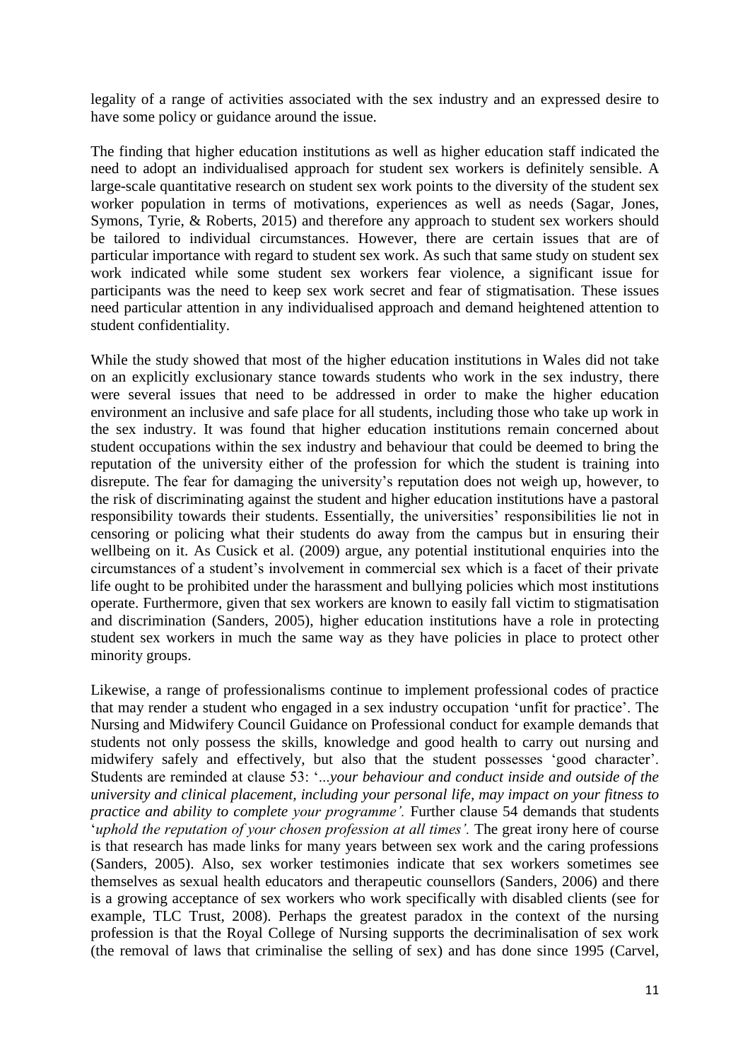legality of a range of activities associated with the sex industry and an expressed desire to have some policy or guidance around the issue.

The finding that higher education institutions as well as higher education staff indicated the need to adopt an individualised approach for student sex workers is definitely sensible. A large-scale quantitative research on student sex work points to the diversity of the student sex worker population in terms of motivations, experiences as well as needs (Sagar, Jones, Symons, Tyrie, & Roberts, 2015) and therefore any approach to student sex workers should be tailored to individual circumstances. However, there are certain issues that are of particular importance with regard to student sex work. As such that same study on student sex work indicated while some student sex workers fear violence, a significant issue for participants was the need to keep sex work secret and fear of stigmatisation. These issues need particular attention in any individualised approach and demand heightened attention to student confidentiality.

While the study showed that most of the higher education institutions in Wales did not take on an explicitly exclusionary stance towards students who work in the sex industry, there were several issues that need to be addressed in order to make the higher education environment an inclusive and safe place for all students, including those who take up work in the sex industry. It was found that higher education institutions remain concerned about student occupations within the sex industry and behaviour that could be deemed to bring the reputation of the university either of the profession for which the student is training into disrepute. The fear for damaging the university's reputation does not weigh up, however, to the risk of discriminating against the student and higher education institutions have a pastoral responsibility towards their students. Essentially, the universities' responsibilities lie not in censoring or policing what their students do away from the campus but in ensuring their wellbeing on it. As Cusick et al. (2009) argue, any potential institutional enquiries into the circumstances of a student's involvement in commercial sex which is a facet of their private life ought to be prohibited under the harassment and bullying policies which most institutions operate. Furthermore, given that sex workers are known to easily fall victim to stigmatisation and discrimination (Sanders, 2005), higher education institutions have a role in protecting student sex workers in much the same way as they have policies in place to protect other minority groups.

Likewise, a range of professionalisms continue to implement professional codes of practice that may render a student who engaged in a sex industry occupation 'unfit for practice'. The Nursing and Midwifery Council Guidance on Professional conduct for example demands that students not only possess the skills, knowledge and good health to carry out nursing and midwifery safely and effectively, but also that the student possesses 'good character'. Students are reminded at clause 53: '*...your behaviour and conduct inside and outside of the university and clinical placement, including your personal life, may impact on your fitness to practice and ability to complete your programme'.* Further clause 54 demands that students '*uphold the reputation of your chosen profession at all times'.* The great irony here of course is that research has made links for many years between sex work and the caring professions (Sanders, 2005). Also, sex worker testimonies indicate that sex workers sometimes see themselves as sexual health educators and therapeutic counsellors (Sanders, 2006) and there is a growing acceptance of sex workers who work specifically with disabled clients (see for example, TLC Trust, 2008). Perhaps the greatest paradox in the context of the nursing profession is that the Royal College of Nursing supports the decriminalisation of sex work (the removal of laws that criminalise the selling of sex) and has done since 1995 (Carvel,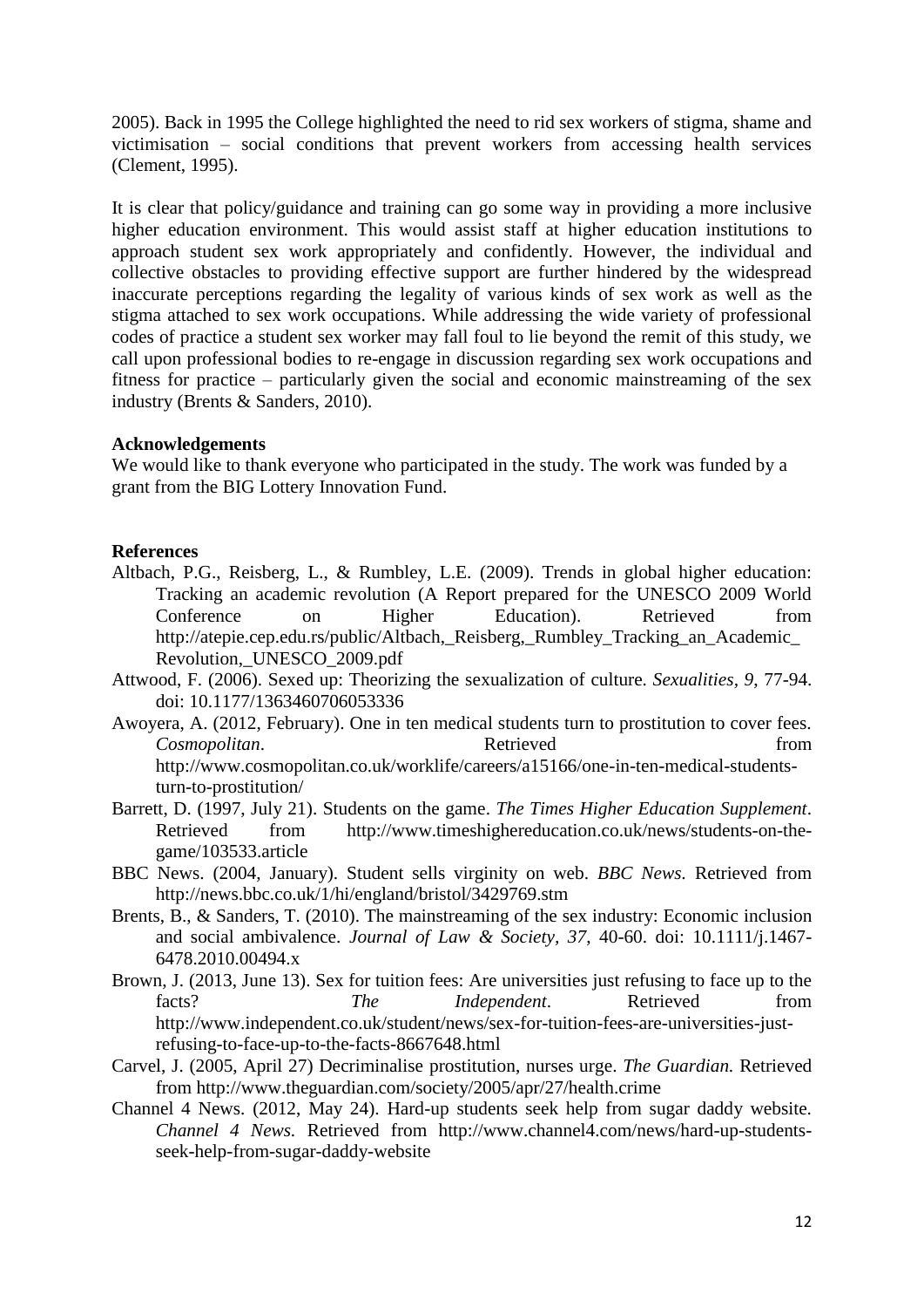2005). Back in 1995 the College highlighted the need to rid sex workers of stigma, shame and victimisation – social conditions that prevent workers from accessing health services (Clement, 1995).

It is clear that policy/guidance and training can go some way in providing a more inclusive higher education environment. This would assist staff at higher education institutions to approach student sex work appropriately and confidently. However, the individual and collective obstacles to providing effective support are further hindered by the widespread inaccurate perceptions regarding the legality of various kinds of sex work as well as the stigma attached to sex work occupations. While addressing the wide variety of professional codes of practice a student sex worker may fall foul to lie beyond the remit of this study, we call upon professional bodies to re-engage in discussion regarding sex work occupations and fitness for practice – particularly given the social and economic mainstreaming of the sex industry (Brents & Sanders, 2010).

**Acknowledgements**

We would like to thank everyone who participated in the study. The work was funded by a grant from the BIG Lottery Innovation Fund.

**References**

Altbach, P.G., Reisberg, L., & Rumbley, L.E. (2009). Trends in global higher education: Tracking an academic revolution (A Report prepared for the UNESCO 2009 World Conference on Higher Education). Retrieved from http://atepie.cep.edu.rs/public/Altbach,_Reisberg,_Rumbley_Tracking_an_Academic_Revolution,_UNESCO_2009.pdf

Attwood, F. (2006). Sexed up: Theorizing the sexualization of culture. *Sexualities, 9*, 77-94. doi: 10.1177/1363460706053336

Awoyera, A. (2012, February). One in ten medical students turn to prostitution to cover fees. *Cosmopolitan*. Retrieved from http://www.cosmopolitan.co.uk/worklife/careers/a15166/one-in-ten-medical-students-turn-to-prostitution/

Barrett, D. (1997, July 21). Students on the game. *The Times Higher Education Supplement*. Retrieved from http://www.timeshighereducation.co.uk/news/students-on-the-game/103533.article

BBC News. (2004, January). Student sells virginity on web. *BBC News.* Retrieved from http://news.bbc.co.uk/1/hi/england/bristol/3429769.stm

Brents, B., & Sanders, T. (2010). The mainstreaming of the sex industry: Economic inclusion and social ambivalence. *Journal of Law & Society, 37*, 40-60. doi: 10.1111/j.1467-6478.2010.00494.x

Brown, J. (2013, June 13). Sex for tuition fees: Are universities just refusing to face up to the facts? *The Independent*. Retrieved from http://www.independent.co.uk/student/news/sex-for-tuition-fees-are-universities-just-refusing-to-face-up-to-the-facts-8667648.html

Carvel, J. (2005, April 27) Decriminalise prostitution, nurses urge. *The Guardian.* Retrieved from http://www.theguardian.com/society/2005/apr/27/health.crime

Channel 4 News. (2012, May 24). Hard-up students seek help from sugar daddy website. *Channel 4 News.* Retrieved from http://www.channel4.com/news/hard-up-students-seek-help-from-sugar-daddy-website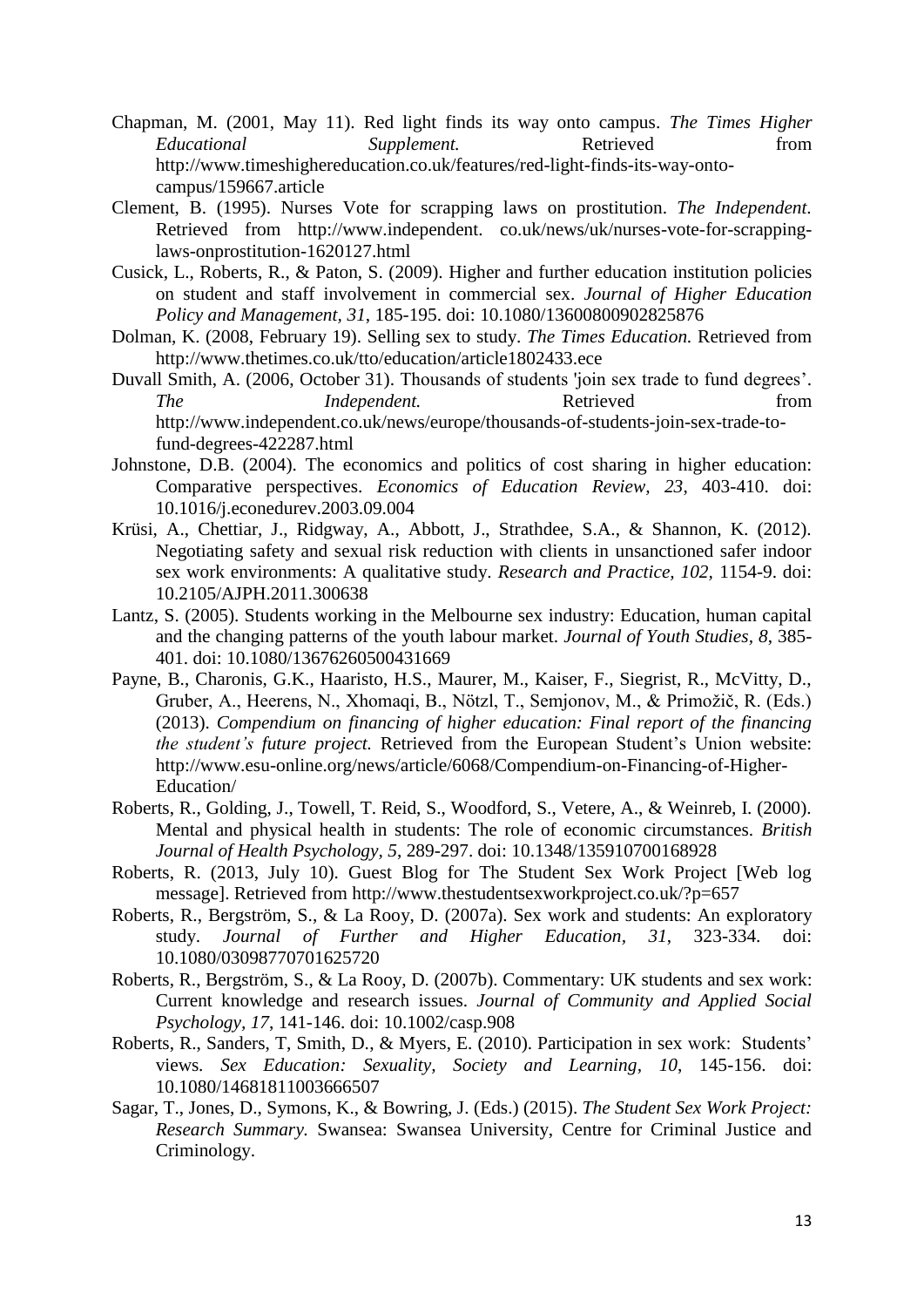Chapman, M. (2001, May 11). Red light finds its way onto campus. *The Times Higher Educational Supplement.* Retrieved from http://www.timeshighereducation.co.uk/features/red-light-finds-its-way-onto-campus/159667.article

Clement, B. (1995). Nurses Vote for scrapping laws on prostitution. *The Independent.* Retrieved from http://www.independent. co.uk/news/uk/nurses-vote-for-scrapping-laws-onprostitution-1620127.html

Cusick, L., Roberts, R., & Paton, S. (2009). Higher and further education institution policies on student and staff involvement in commercial sex. *Journal of Higher Education Policy and Management, 31*, 185-195. doi: 10.1080/13600800902825876

Dolman, K. (2008, February 19). Selling sex to study. *The Times Education.* Retrieved from http://www.thetimes.co.uk/tto/education/article1802433.ece

Duvall Smith, A. (2006, October 31). Thousands of students 'join sex trade to fund degrees'. *The Independent.* Retrieved from http://www.independent.co.uk/news/europe/thousands-of-students-join-sex-trade-to-fund-degrees-422287.html

Johnstone, D.B. (2004). The economics and politics of cost sharing in higher education: Comparative perspectives. *Economics of Education Review, 23*, 403-410. doi: 10.1016/j.econedurev.2003.09.004

Krüsi, A., Chettiar, J., Ridgway, A., Abbott, J., Strathdee, S.A., & Shannon, K. (2012). Negotiating safety and sexual risk reduction with clients in unsanctioned safer indoor sex work environments: A qualitative study. *Research and Practice, 102*, 1154-9. doi: 10.2105/AJPH.2011.300638

Lantz, S. (2005). Students working in the Melbourne sex industry: Education, human capital and the changing patterns of the youth labour market. *Journal of Youth Studies, 8*, 385-401. doi: 10.1080/13676260500431669

Payne, B., Charonis, G.K., Haaristo, H.S., Maurer, M., Kaiser, F., Siegrist, R., McVitty, D., Gruber, A., Heerens, N., Xhomaqi, B., Nötzl, T., Semjonov, M., & Primožič, R. (Eds.) (2013). *Compendium on financing of higher education: Final report of the financing the student's future project.* Retrieved from the European Student's Union website: http://www.esu-online.org/news/article/6068/Compendium-on-Financing-of-Higher-Education/

Roberts, R., Golding, J., Towell, T. Reid, S., Woodford, S., Vetere, A., & Weinreb, I. (2000). Mental and physical health in students: The role of economic circumstances. *British Journal of Health Psychology, 5*, 289-297. doi: 10.1348/135910700168928

Roberts, R. (2013, July 10). Guest Blog for The Student Sex Work Project [Web log message]. Retrieved from http://www.thestudentsexworkproject.co.uk/?p=657

Roberts, R., Bergström, S., & La Rooy, D. (2007a). Sex work and students: An exploratory study. *Journal of Further and Higher Education, 31*, 323-334. doi: 10.1080/03098770701625720

Roberts, R., Bergström, S., & La Rooy, D. (2007b). Commentary: UK students and sex work: Current knowledge and research issues. *Journal of Community and Applied Social Psychology, 17*, 141-146. doi: 10.1002/casp.908

Roberts, R., Sanders, T, Smith, D., & Myers, E. (2010). Participation in sex work: Students' views. *Sex Education: Sexuality, Society and Learning, 10*, 145-156. doi: 10.1080/14681811003666507

Sagar, T., Jones, D., Symons, K., & Bowring, J. (Eds.) (2015). *The Student Sex Work Project: Research Summary.* Swansea: Swansea University, Centre for Criminal Justice and Criminology.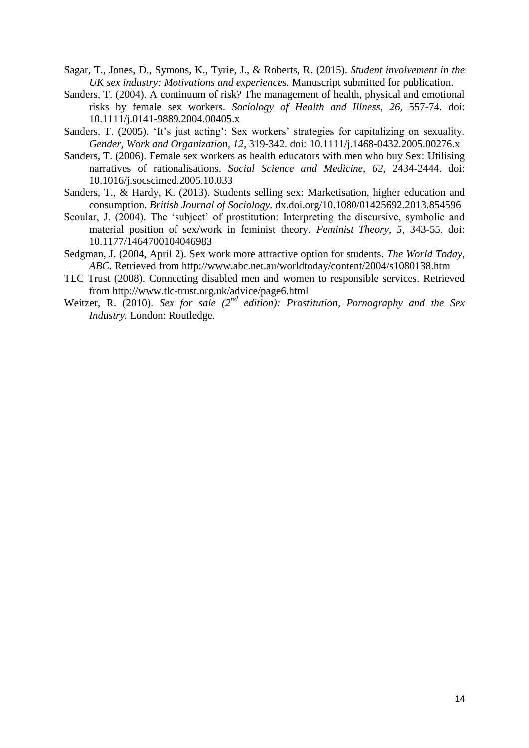Sagar, T., Jones, D., Symons, K., Tyrie, J., & Roberts, R. (2015). *Student involvement in the UK sex industry: Motivations and experiences.* Manuscript submitted for publication.

Sanders, T. (2004). A continuum of risk? The management of health, physical and emotional risks by female sex workers. *Sociology of Health and Illness, 26,* 557-74. doi: 10.1111/j.0141-9889.2004.00405.x

Sanders, T. (2005). 'It's just acting': Sex workers' strategies for capitalizing on sexuality. *Gender, Work and Organization, 12,* 319-342. doi: 10.1111/j.1468-0432.2005.00276.x

Sanders, T. (2006). Female sex workers as health educators with men who buy Sex: Utilising narratives of rationalisations. *Social Science and Medicine, 62,* 2434-2444. doi: 10.1016/j.socscimed.2005.10.033

Sanders, T., & Hardy, K. (2013). Students selling sex: Marketisation, higher education and consumption. *British Journal of Sociology.* dx.doi.org/10.1080/01425692.2013.854596

Scoular, J. (2004). The 'subject' of prostitution: Interpreting the discursive, symbolic and material position of sex/work in feminist theory. *Feminist Theory, 5,* 343-55. doi: 10.1177/1464700104046983

Sedgman, J. (2004, April 2). Sex work more attractive option for students. *The World Today, ABC.* Retrieved from http://www.abc.net.au/worldtoday/content/2004/s1080138.htm

TLC Trust (2008). Connecting disabled men and women to responsible services. Retrieved from http://www.tlc-trust.org.uk/advice/page6.html

Weitzer, R. (2010). *Sex for sale (2nd edition): Prostitution, Pornography and the Sex Industry.* London: Routledge.